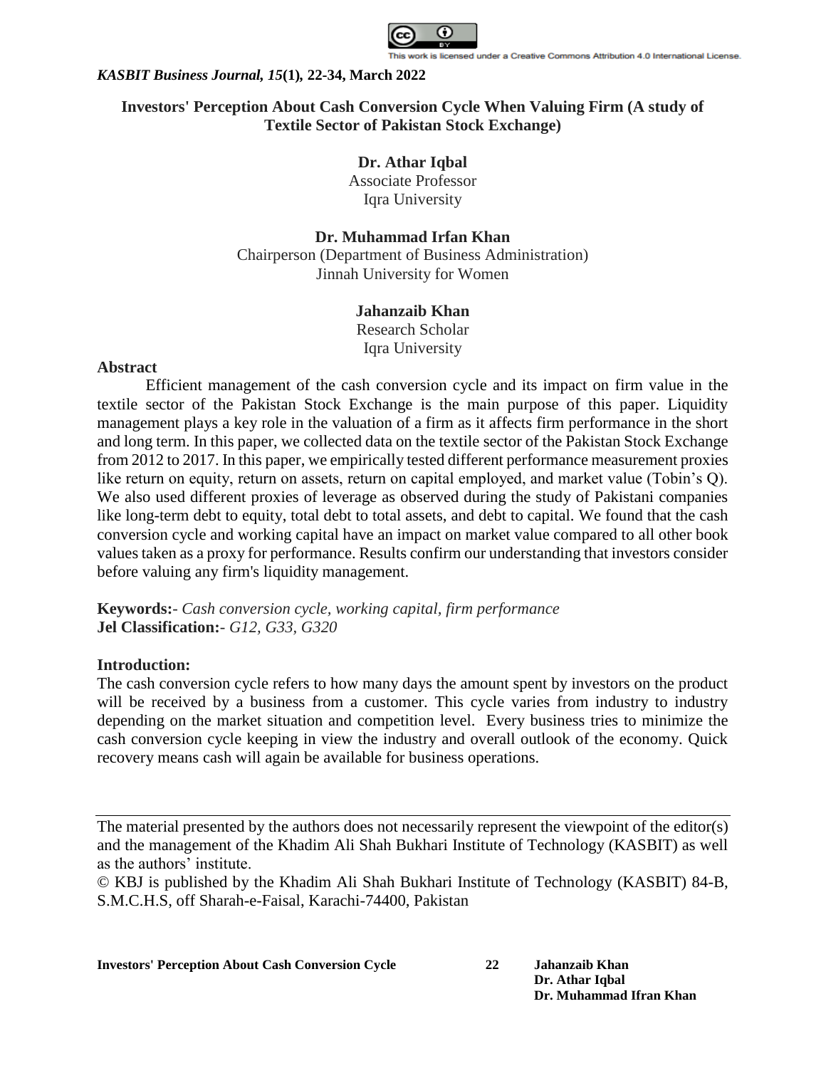This work is licensed under a Creative Commons Attribution 4.0 International License.

*KASBIT Business Journal, 15***(1), 22-34, March 2022**

# Investors' Perception About Cash Conversion Cycle When Valuing Firm (A study of Textile Sector of Pakistan Stock Exchange)

**Dr. Athar Iqbal**
Associate Professor
Iqra University

**Dr. Muhammad Irfan Khan**
Chairperson (Department of Business Administration)
Jinnah University for Women

**Jahanzaib Khan**
Research Scholar
Iqra University

## Abstract

Efficient management of the cash conversion cycle and its impact on firm value in the textile sector of the Pakistan Stock Exchange is the main purpose of this paper. Liquidity management plays a key role in the valuation of a firm as it affects firm performance in the short and long term. In this paper, we collected data on the textile sector of the Pakistan Stock Exchange from 2012 to 2017. In this paper, we empirically tested different performance measurement proxies like return on equity, return on assets, return on capital employed, and market value (Tobin's Q). We also used different proxies of leverage as observed during the study of Pakistani companies like long-term debt to equity, total debt to total assets, and debt to capital. We found that the cash conversion cycle and working capital have an impact on market value compared to all other book values taken as a proxy for performance. Results confirm our understanding that investors consider before valuing any firm's liquidity management.

**Keywords:**- *Cash conversion cycle, working capital, firm performance*
**Jel Classification:**- *G12, G33, G320*

## Introduction:

The cash conversion cycle refers to how many days the amount spent by investors on the product will be received by a business from a customer. This cycle varies from industry to industry depending on the market situation and competition level. Every business tries to minimize the cash conversion cycle keeping in view the industry and overall outlook of the economy. Quick recovery means cash will again be available for business operations.

---

The material presented by the authors does not necessarily represent the viewpoint of the editor(s) and the management of the Khadim Ali Shah Bukhari Institute of Technology (KASBIT) as well as the authors' institute.

© KBJ is published by the Khadim Ali Shah Bukhari Institute of Technology (KASBIT) 84-B, S.M.C.H.S, off Sharah-e-Faisal, Karachi-74400, Pakistan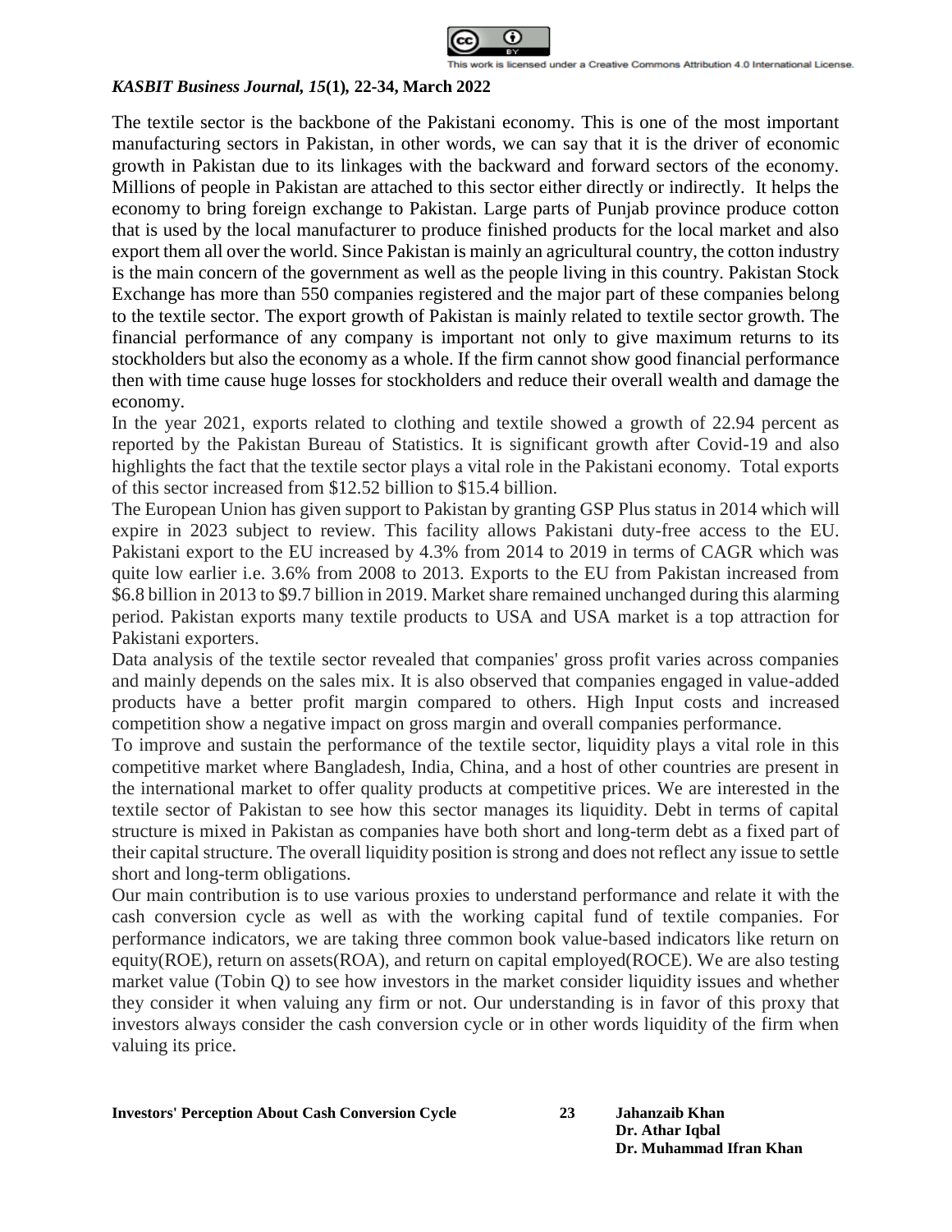The textile sector is the backbone of the Pakistani economy. This is one of the most important manufacturing sectors in Pakistan, in other words, we can say that it is the driver of economic growth in Pakistan due to its linkages with the backward and forward sectors of the economy. Millions of people in Pakistan are attached to this sector either directly or indirectly. It helps the economy to bring foreign exchange to Pakistan. Large parts of Punjab province produce cotton that is used by the local manufacturer to produce finished products for the local market and also export them all over the world. Since Pakistan is mainly an agricultural country, the cotton industry is the main concern of the government as well as the people living in this country. Pakistan Stock Exchange has more than 550 companies registered and the major part of these companies belong to the textile sector. The export growth of Pakistan is mainly related to textile sector growth. The financial performance of any company is important not only to give maximum returns to its stockholders but also the economy as a whole. If the firm cannot show good financial performance then with time cause huge losses for stockholders and reduce their overall wealth and damage the economy.

In the year 2021, exports related to clothing and textile showed a growth of 22.94 percent as reported by the Pakistan Bureau of Statistics. It is significant growth after Covid-19 and also highlights the fact that the textile sector plays a vital role in the Pakistani economy. Total exports of this sector increased from \$12.52 billion to \$15.4 billion.

The European Union has given support to Pakistan by granting GSP Plus status in 2014 which will expire in 2023 subject to review. This facility allows Pakistani duty-free access to the EU. Pakistani export to the EU increased by 4.3% from 2014 to 2019 in terms of CAGR which was quite low earlier i.e. 3.6% from 2008 to 2013. Exports to the EU from Pakistan increased from \$6.8 billion in 2013 to \$9.7 billion in 2019. Market share remained unchanged during this alarming period. Pakistan exports many textile products to USA and USA market is a top attraction for Pakistani exporters.

Data analysis of the textile sector revealed that companies' gross profit varies across companies and mainly depends on the sales mix. It is also observed that companies engaged in value-added products have a better profit margin compared to others. High Input costs and increased competition show a negative impact on gross margin and overall companies performance.

To improve and sustain the performance of the textile sector, liquidity plays a vital role in this competitive market where Bangladesh, India, China, and a host of other countries are present in the international market to offer quality products at competitive prices. We are interested in the textile sector of Pakistan to see how this sector manages its liquidity. Debt in terms of capital structure is mixed in Pakistan as companies have both short and long-term debt as a fixed part of their capital structure. The overall liquidity position is strong and does not reflect any issue to settle short and long-term obligations.

Our main contribution is to use various proxies to understand performance and relate it with the cash conversion cycle as well as with the working capital fund of textile companies. For performance indicators, we are taking three common book value-based indicators like return on equity(ROE), return on assets(ROA), and return on capital employed(ROCE). We are also testing market value (Tobin Q) to see how investors in the market consider liquidity issues and whether they consider it when valuing any firm or not. Our understanding is in favor of this proxy that investors always consider the cash conversion cycle or in other words liquidity of the firm when valuing its price.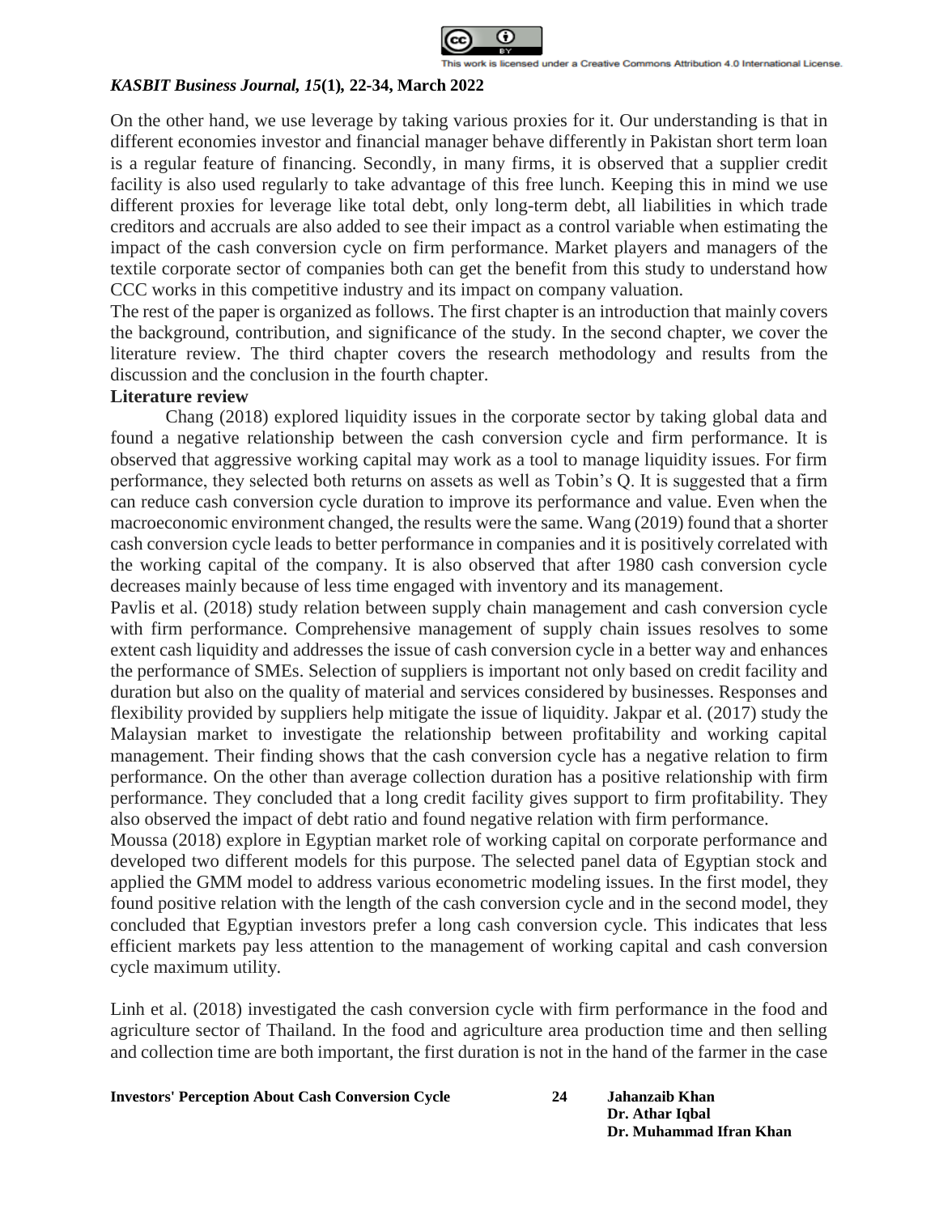On the other hand, we use leverage by taking various proxies for it. Our understanding is that in different economies investor and financial manager behave differently in Pakistan short term loan is a regular feature of financing. Secondly, in many firms, it is observed that a supplier credit facility is also used regularly to take advantage of this free lunch. Keeping this in mind we use different proxies for leverage like total debt, only long-term debt, all liabilities in which trade creditors and accruals are also added to see their impact as a control variable when estimating the impact of the cash conversion cycle on firm performance. Market players and managers of the textile corporate sector of companies both can get the benefit from this study to understand how CCC works in this competitive industry and its impact on company valuation.

The rest of the paper is organized as follows. The first chapter is an introduction that mainly covers the background, contribution, and significance of the study. In the second chapter, we cover the literature review. The third chapter covers the research methodology and results from the discussion and the conclusion in the fourth chapter.

## Literature review

Chang (2018) explored liquidity issues in the corporate sector by taking global data and found a negative relationship between the cash conversion cycle and firm performance. It is observed that aggressive working capital may work as a tool to manage liquidity issues. For firm performance, they selected both returns on assets as well as Tobin's Q. It is suggested that a firm can reduce cash conversion cycle duration to improve its performance and value. Even when the macroeconomic environment changed, the results were the same. Wang (2019) found that a shorter cash conversion cycle leads to better performance in companies and it is positively correlated with the working capital of the company. It is also observed that after 1980 cash conversion cycle decreases mainly because of less time engaged with inventory and its management.

Pavlis et al. (2018) study relation between supply chain management and cash conversion cycle with firm performance. Comprehensive management of supply chain issues resolves to some extent cash liquidity and addresses the issue of cash conversion cycle in a better way and enhances the performance of SMEs. Selection of suppliers is important not only based on credit facility and duration but also on the quality of material and services considered by businesses. Responses and flexibility provided by suppliers help mitigate the issue of liquidity. Jakpar et al. (2017) study the Malaysian market to investigate the relationship between profitability and working capital management. Their finding shows that the cash conversion cycle has a negative relation to firm performance. On the other than average collection duration has a positive relationship with firm performance. They concluded that a long credit facility gives support to firm profitability. They also observed the impact of debt ratio and found negative relation with firm performance.

Moussa (2018) explore in Egyptian market role of working capital on corporate performance and developed two different models for this purpose. The selected panel data of Egyptian stock and applied the GMM model to address various econometric modeling issues. In the first model, they found positive relation with the length of the cash conversion cycle and in the second model, they concluded that Egyptian investors prefer a long cash conversion cycle. This indicates that less efficient markets pay less attention to the management of working capital and cash conversion cycle maximum utility.

Linh et al. (2018) investigated the cash conversion cycle with firm performance in the food and agriculture sector of Thailand. In the food and agriculture area production time and then selling and collection time are both important, the first duration is not in the hand of the farmer in the case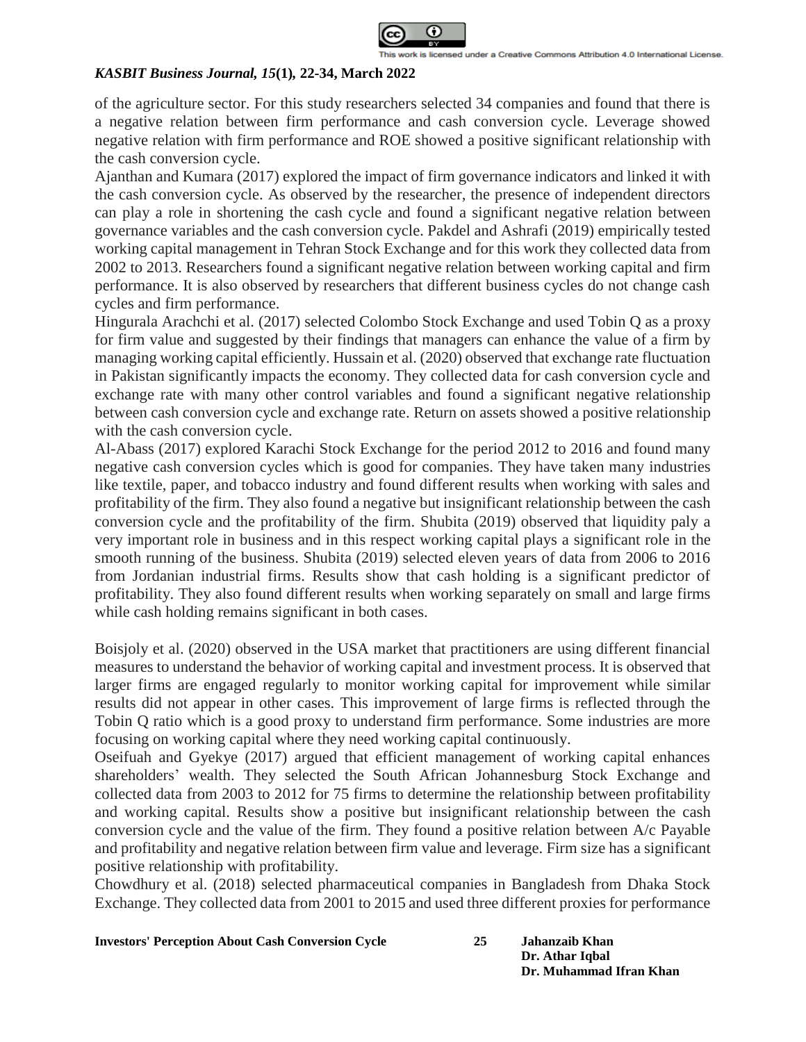of the agriculture sector. For this study researchers selected 34 companies and found that there is a negative relation between firm performance and cash conversion cycle. Leverage showed negative relation with firm performance and ROE showed a positive significant relationship with the cash conversion cycle.

Ajanthan and Kumara (2017) explored the impact of firm governance indicators and linked it with the cash conversion cycle. As observed by the researcher, the presence of independent directors can play a role in shortening the cash cycle and found a significant negative relation between governance variables and the cash conversion cycle. Pakdel and Ashrafi (2019) empirically tested working capital management in Tehran Stock Exchange and for this work they collected data from 2002 to 2013. Researchers found a significant negative relation between working capital and firm performance. It is also observed by researchers that different business cycles do not change cash cycles and firm performance.

Hingurala Arachchi et al. (2017) selected Colombo Stock Exchange and used Tobin Q as a proxy for firm value and suggested by their findings that managers can enhance the value of a firm by managing working capital efficiently. Hussain et al. (2020) observed that exchange rate fluctuation in Pakistan significantly impacts the economy. They collected data for cash conversion cycle and exchange rate with many other control variables and found a significant negative relationship between cash conversion cycle and exchange rate. Return on assets showed a positive relationship with the cash conversion cycle.

Al-Abass (2017) explored Karachi Stock Exchange for the period 2012 to 2016 and found many negative cash conversion cycles which is good for companies. They have taken many industries like textile, paper, and tobacco industry and found different results when working with sales and profitability of the firm. They also found a negative but insignificant relationship between the cash conversion cycle and the profitability of the firm. Shubita (2019) observed that liquidity paly a very important role in business and in this respect working capital plays a significant role in the smooth running of the business. Shubita (2019) selected eleven years of data from 2006 to 2016 from Jordanian industrial firms. Results show that cash holding is a significant predictor of profitability. They also found different results when working separately on small and large firms while cash holding remains significant in both cases.

Boisjoly et al. (2020) observed in the USA market that practitioners are using different financial measures to understand the behavior of working capital and investment process. It is observed that larger firms are engaged regularly to monitor working capital for improvement while similar results did not appear in other cases. This improvement of large firms is reflected through the Tobin Q ratio which is a good proxy to understand firm performance. Some industries are more focusing on working capital where they need working capital continuously.

Oseifuah and Gyekye (2017) argued that efficient management of working capital enhances shareholders' wealth. They selected the South African Johannesburg Stock Exchange and collected data from 2003 to 2012 for 75 firms to determine the relationship between profitability and working capital. Results show a positive but insignificant relationship between the cash conversion cycle and the value of the firm. They found a positive relation between A/c Payable and profitability and negative relation between firm value and leverage. Firm size has a significant positive relationship with profitability.

Chowdhury et al. (2018) selected pharmaceutical companies in Bangladesh from Dhaka Stock Exchange. They collected data from 2001 to 2015 and used three different proxies for performance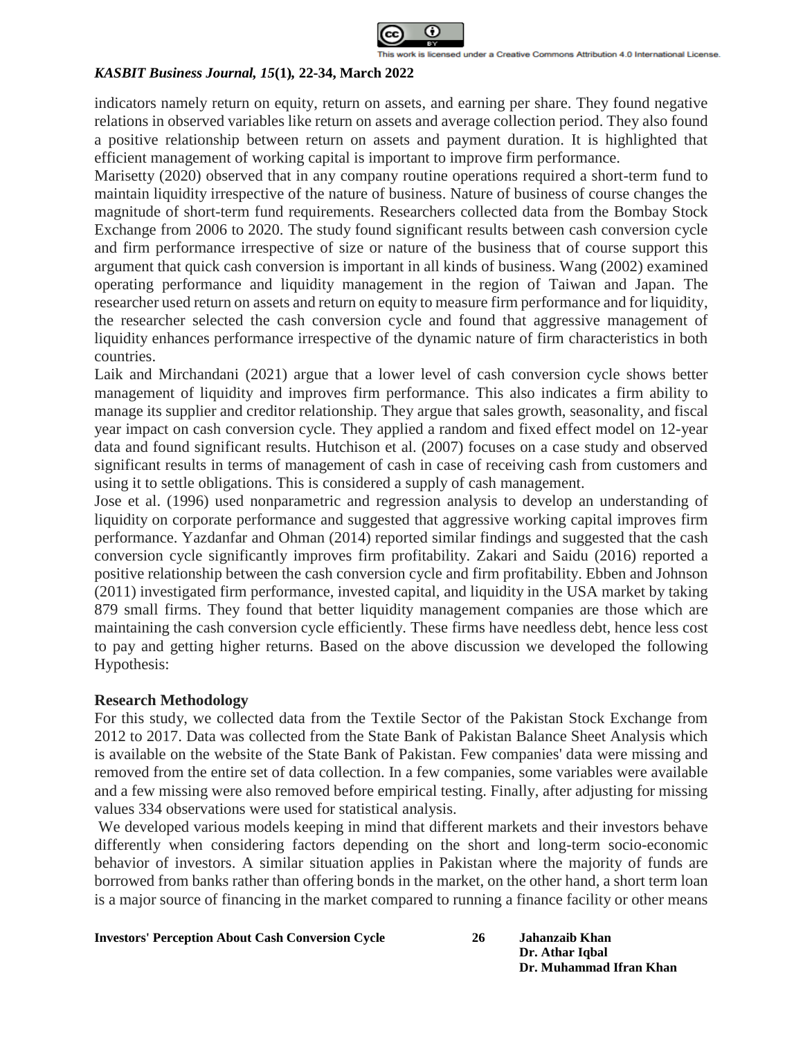indicators namely return on equity, return on assets, and earning per share. They found negative relations in observed variables like return on assets and average collection period. They also found a positive relationship between return on assets and payment duration. It is highlighted that efficient management of working capital is important to improve firm performance.

Marisetty (2020) observed that in any company routine operations required a short-term fund to maintain liquidity irrespective of the nature of business. Nature of business of course changes the magnitude of short-term fund requirements. Researchers collected data from the Bombay Stock Exchange from 2006 to 2020. The study found significant results between cash conversion cycle and firm performance irrespective of size or nature of the business that of course support this argument that quick cash conversion is important in all kinds of business. Wang (2002) examined operating performance and liquidity management in the region of Taiwan and Japan. The researcher used return on assets and return on equity to measure firm performance and for liquidity, the researcher selected the cash conversion cycle and found that aggressive management of liquidity enhances performance irrespective of the dynamic nature of firm characteristics in both countries.

Laik and Mirchandani (2021) argue that a lower level of cash conversion cycle shows better management of liquidity and improves firm performance. This also indicates a firm ability to manage its supplier and creditor relationship. They argue that sales growth, seasonality, and fiscal year impact on cash conversion cycle. They applied a random and fixed effect model on 12-year data and found significant results. Hutchison et al. (2007) focuses on a case study and observed significant results in terms of management of cash in case of receiving cash from customers and using it to settle obligations. This is considered a supply of cash management.

Jose et al. (1996) used nonparametric and regression analysis to develop an understanding of liquidity on corporate performance and suggested that aggressive working capital improves firm performance. Yazdanfar and Ohman (2014) reported similar findings and suggested that the cash conversion cycle significantly improves firm profitability. Zakari and Saidu (2016) reported a positive relationship between the cash conversion cycle and firm profitability. Ebben and Johnson (2011) investigated firm performance, invested capital, and liquidity in the USA market by taking 879 small firms. They found that better liquidity management companies are those which are maintaining the cash conversion cycle efficiently. These firms have needless debt, hence less cost to pay and getting higher returns. Based on the above discussion we developed the following Hypothesis:

## Research Methodology

For this study, we collected data from the Textile Sector of the Pakistan Stock Exchange from 2012 to 2017. Data was collected from the State Bank of Pakistan Balance Sheet Analysis which is available on the website of the State Bank of Pakistan. Few companies' data were missing and removed from the entire set of data collection. In a few companies, some variables were available and a few missing were also removed before empirical testing. Finally, after adjusting for missing values 334 observations were used for statistical analysis.

We developed various models keeping in mind that different markets and their investors behave differently when considering factors depending on the short and long-term socio-economic behavior of investors. A similar situation applies in Pakistan where the majority of funds are borrowed from banks rather than offering bonds in the market, on the other hand, a short term loan is a major source of financing in the market compared to running a finance facility or other means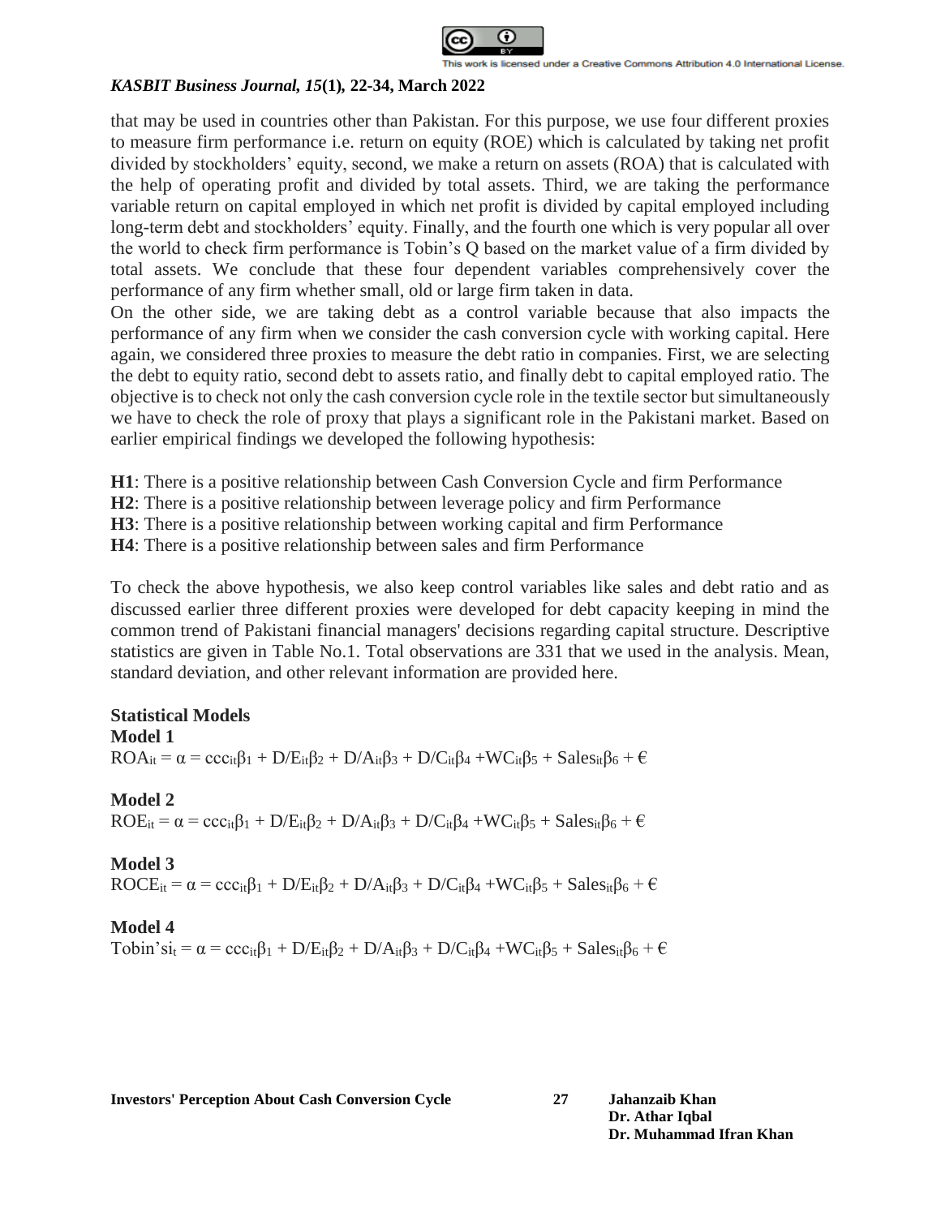that may be used in countries other than Pakistan. For this purpose, we use four different proxies to measure firm performance i.e. return on equity (ROE) which is calculated by taking net profit divided by stockholders' equity, second, we make a return on assets (ROA) that is calculated with the help of operating profit and divided by total assets. Third, we are taking the performance variable return on capital employed in which net profit is divided by capital employed including long-term debt and stockholders' equity. Finally, and the fourth one which is very popular all over the world to check firm performance is Tobin's Q based on the market value of a firm divided by total assets. We conclude that these four dependent variables comprehensively cover the performance of any firm whether small, old or large firm taken in data.

On the other side, we are taking debt as a control variable because that also impacts the performance of any firm when we consider the cash conversion cycle with working capital. Here again, we considered three proxies to measure the debt ratio in companies. First, we are selecting the debt to equity ratio, second debt to assets ratio, and finally debt to capital employed ratio. The objective is to check not only the cash conversion cycle role in the textile sector but simultaneously we have to check the role of proxy that plays a significant role in the Pakistani market. Based on earlier empirical findings we developed the following hypothesis:

**H1**: There is a positive relationship between Cash Conversion Cycle and firm Performance
**H2**: There is a positive relationship between leverage policy and firm Performance
**H3**: There is a positive relationship between working capital and firm Performance
**H4**: There is a positive relationship between sales and firm Performance

To check the above hypothesis, we also keep control variables like sales and debt ratio and as discussed earlier three different proxies were developed for debt capacity keeping in mind the common trend of Pakistani financial managers' decisions regarding capital structure. Descriptive statistics are given in Table No.1. Total observations are 331 that we used in the analysis. Mean, standard deviation, and other relevant information are provided here.

**Statistical Models**

**Model 1**

$$ROA_{it} = \alpha = ccc_{it}\beta_1 + D/E_{it}\beta_2 + D/A_{it}\beta_3 + D/C_{it}\beta_4 + WC_{it}\beta_5 + Sales_{it}\beta_6 + €$$

**Model 2**

$$ROE_{it} = \alpha = ccc_{it}\beta_1 + D/E_{it}\beta_2 + D/A_{it}\beta_3 + D/C_{it}\beta_4 + WC_{it}\beta_5 + Sales_{it}\beta_6 + €$$

**Model 3**

$$ROCE_{it} = \alpha = ccc_{it}\beta_1 + D/E_{it}\beta_2 + D/A_{it}\beta_3 + D/C_{it}\beta_4 + WC_{it}\beta_5 + Sales_{it}\beta_6 + €$$

**Model 4**

$$Tobin's i_{t} = \alpha = ccc_{it}\beta_1 + D/E_{it}\beta_2 + D/A_{it}\beta_3 + D/C_{it}\beta_4 + WC_{it}\beta_5 + Sales_{it}\beta_6 + €$$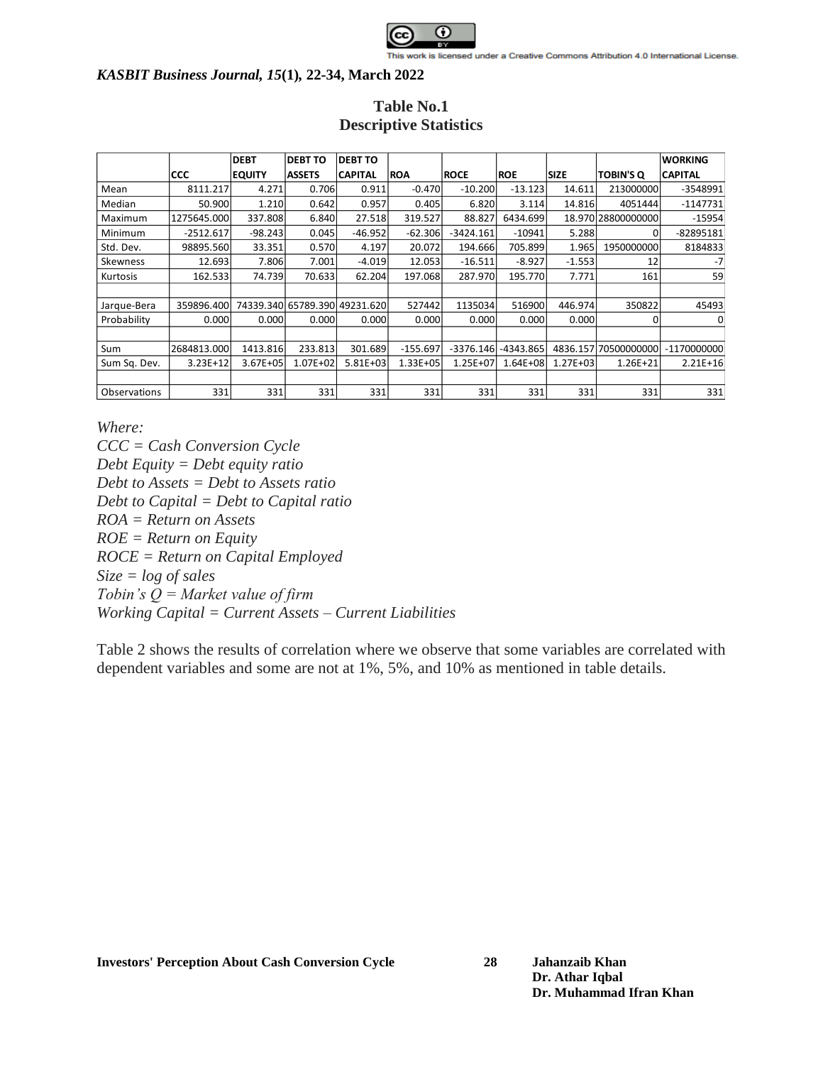## Table No.1
## Descriptive Statistics

| | CCC | DEBT EQUITY | DEBT TO ASSETS | DEBT TO CAPITAL | ROA | ROCE | ROE | SIZE | TOBIN'S Q | WORKING CAPITAL |
|---|---|---|---|---|---|---|---|---|---|---|
| Mean | 8111.217 | 4.271 | 0.706 | 0.911 | -0.470 | -10.200 | -13.123 | 14.611 | 213000000 | -3548991 |
| Median | 50.900 | 1.210 | 0.642 | 0.957 | 0.405 | 6.820 | 3.114 | 14.816 | 4051444 | -1147731 |
| Maximum | 1275645.000 | 337.808 | 6.840 | 27.518 | 319.527 | 88.827 | 6434.699 | 18.970 | 28800000000 | -15954 |
| Minimum | -2512.617 | -98.243 | 0.045 | -46.952 | -62.306 | -3424.161 | -10941 | 5.288 | 0 | -82895181 |
| Std. Dev. | 98895.560 | 33.351 | 0.570 | 4.197 | 20.072 | 194.666 | 705.899 | 1.965 | 1950000000 | 8184833 |
| Skewness | 12.693 | 7.806 | 7.001 | -4.019 | 12.053 | -16.511 | -8.927 | -1.553 | 12 | -7 |
| Kurtosis | 162.533 | 74.739 | 70.633 | 62.204 | 197.068 | 287.970 | 195.770 | 7.771 | 161 | 59 |
| | | | | | | | | | | |
| Jarque-Bera | 359896.400 | 74339.340 | 65789.390 | 49231.620 | 527442 | 1135034 | 516900 | 446.974 | 350822 | 45493 |
| Probability | 0.000 | 0.000 | 0.000 | 0.000 | 0.000 | 0.000 | 0.000 | 0.000 | 0 | 0 |
| | | | | | | | | | | |
| Sum | 2684813.000 | 1413.816 | 233.813 | 301.689 | -155.697 | -3376.146 | -4343.865 | 4836.157 | 70500000000 | -1170000000 |
| Sum Sq. Dev. | 3.23E+12 | 3.67E+05 | 1.07E+02 | 5.81E+03 | 1.33E+05 | 1.25E+07 | 1.64E+08 | 1.27E+03 | 1.26E+21 | 2.21E+16 |
| | | | | | | | | | | |
| Observations | 331 | 331 | 331 | 331 | 331 | 331 | 331 | 331 | 331 | 331 |

*Where:*
*CCC = Cash Conversion Cycle*
*Debt Equity = Debt equity ratio*
*Debt to Assets = Debt to Assets ratio*
*Debt to Capital = Debt to Capital ratio*
*ROA = Return on Assets*
*ROE = Return on Equity*
*ROCE = Return on Capital Employed*
*Size = log of sales*
*Tobin's Q = Market value of firm*
*Working Capital = Current Assets – Current Liabilities*

Table 2 shows the results of correlation where we observe that some variables are correlated with dependent variables and some are not at 1%, 5%, and 10% as mentioned in table details.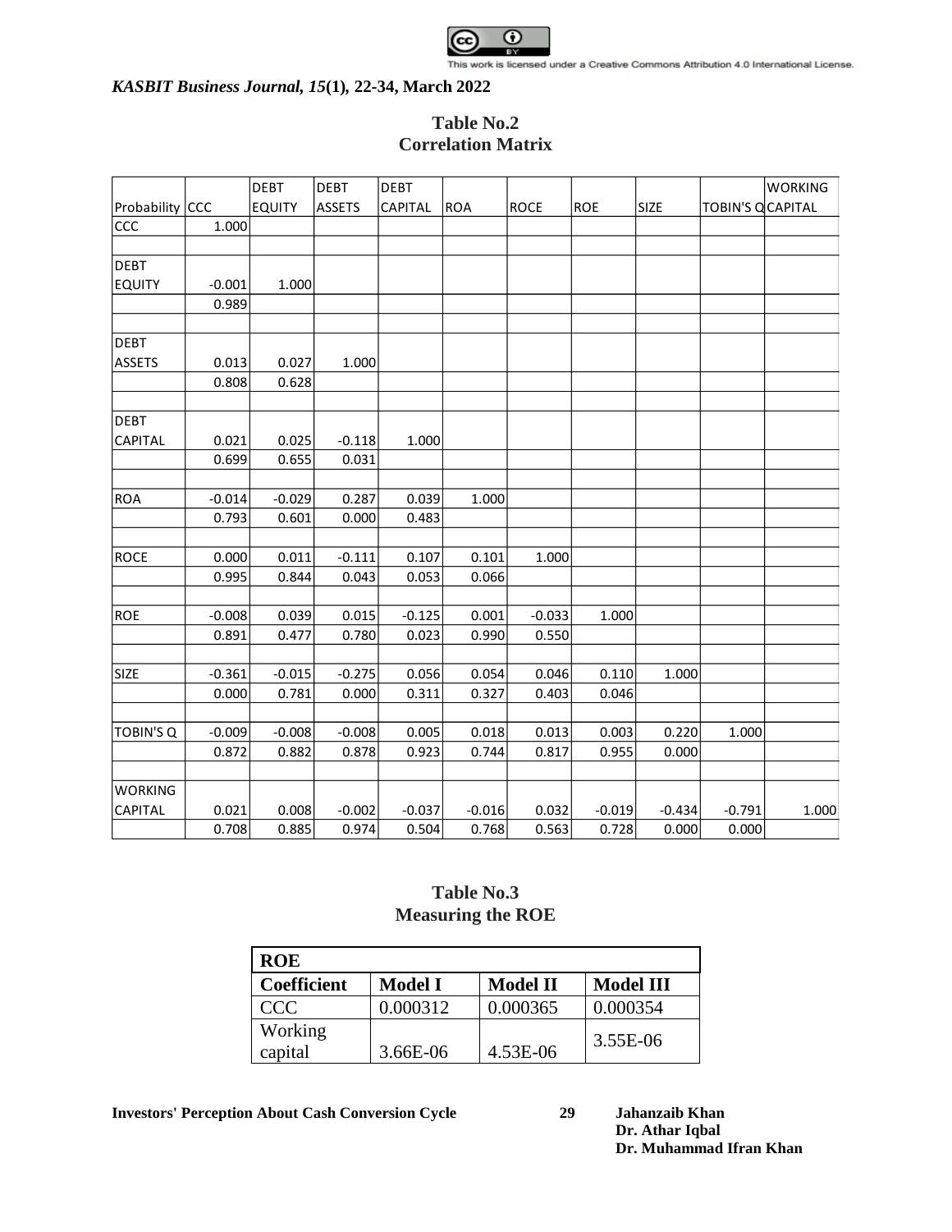## Table No.2
## Correlation Matrix

| Probability | CCC | DEBT EQUITY | DEBT ASSETS | DEBT CAPITAL | ROA | ROCE | ROE | SIZE | TOBIN'S Q | WORKING CAPITAL |
|---|---|---|---|---|---|---|---|---|---|---|
| CCC | 1.000 | | | | | | | | | |
| | | | | | | | | | | |
| DEBT EQUITY | -0.001 | 1.000 | | | | | | | | |
| | 0.989 | | | | | | | | | |
| | | | | | | | | | | |
| DEBT ASSETS | 0.013 | 0.027 | 1.000 | | | | | | | |
| | 0.808 | 0.628 | | | | | | | | |
| | | | | | | | | | | |
| DEBT CAPITAL | 0.021 | 0.025 | -0.118 | 1.000 | | | | | | |
| | 0.699 | 0.655 | 0.031 | | | | | | | |
| | | | | | | | | | | |
| ROA | -0.014 | -0.029 | 0.287 | 0.039 | 1.000 | | | | | |
| | 0.793 | 0.601 | 0.000 | 0.483 | | | | | | |
| | | | | | | | | | | |
| ROCE | 0.000 | 0.011 | -0.111 | 0.107 | 0.101 | 1.000 | | | | |
| | 0.995 | 0.844 | 0.043 | 0.053 | 0.066 | | | | | |
| | | | | | | | | | | |
| ROE | -0.008 | 0.039 | 0.015 | -0.125 | 0.001 | -0.033 | 1.000 | | | |
| | 0.891 | 0.477 | 0.780 | 0.023 | 0.990 | 0.550 | | | | |
| | | | | | | | | | | |
| SIZE | -0.361 | -0.015 | -0.275 | 0.056 | 0.054 | 0.046 | 0.110 | 1.000 | | |
| | 0.000 | 0.781 | 0.000 | 0.311 | 0.327 | 0.403 | 0.046 | | | |
| | | | | | | | | | | |
| TOBIN'S Q | -0.009 | -0.008 | -0.008 | 0.005 | 0.018 | 0.013 | 0.003 | 0.220 | 1.000 | |
| | 0.872 | 0.882 | 0.878 | 0.923 | 0.744 | 0.817 | 0.955 | 0.000 | | |
| | | | | | | | | | | |
| WORKING CAPITAL | 0.021 | 0.008 | -0.002 | -0.037 | -0.016 | 0.032 | -0.019 | -0.434 | -0.791 | 1.000 |
| | 0.708 | 0.885 | 0.974 | 0.504 | 0.768 | 0.563 | 0.728 | 0.000 | 0.000 | |

## Table No.3
## Measuring the ROE

| ROE | | | |
|---|---|---|---|
| **Coefficient** | **Model I** | **Model II** | **Model III** |
| CCC | 0.000312 | 0.000365 | 0.000354 |
| Working capital | 3.66E-06 | 4.53E-06 | 3.55E-06 |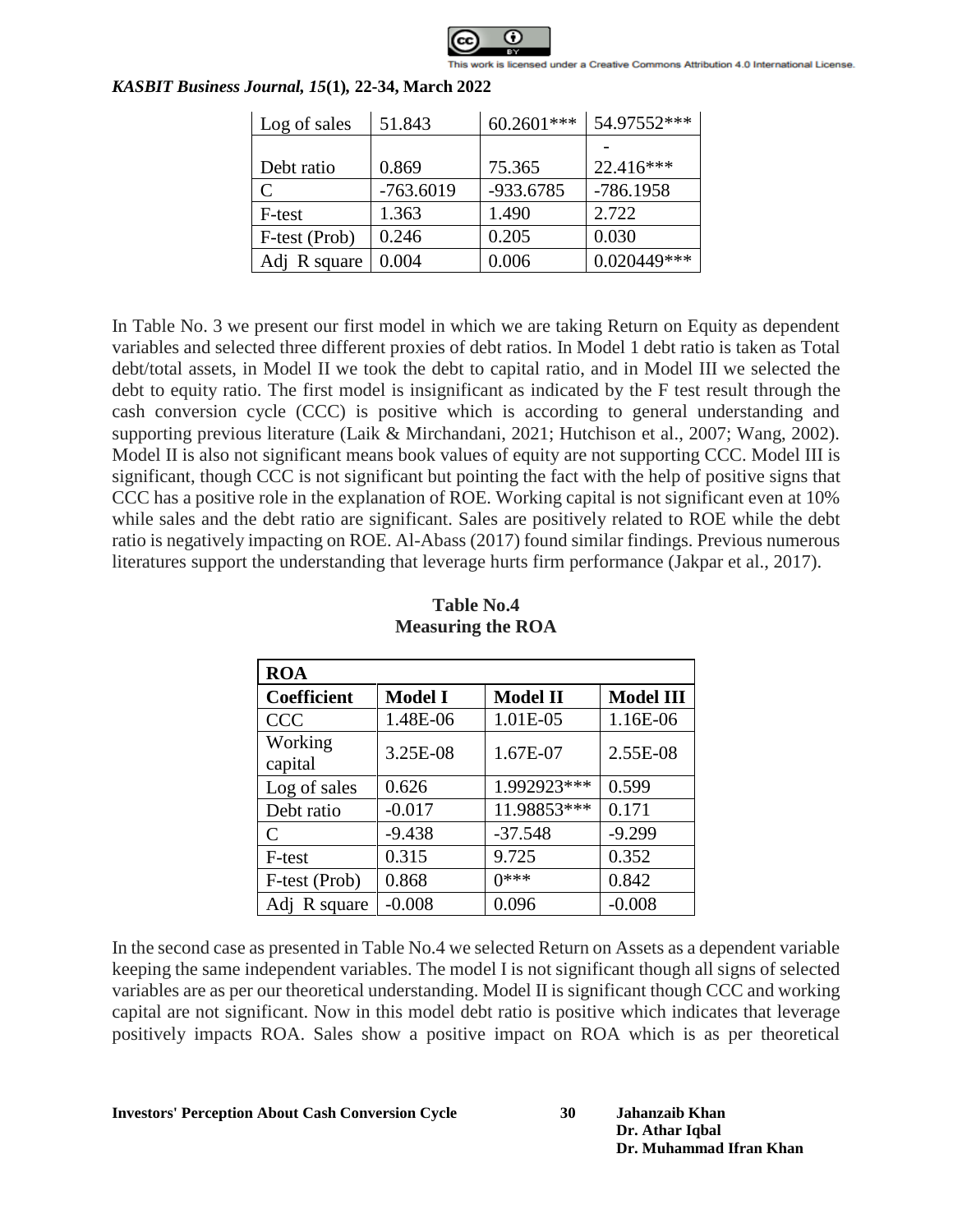| Log of sales | 51.843 | 60.2601*** | 54.97552*** |
|---|---|---|---|
| Debt ratio | 0.869 | 75.365 | -22.416*** |
| C | -763.6019 | -933.6785 | -786.1958 |
| F-test | 1.363 | 1.490 | 2.722 |
| F-test (Prob) | 0.246 | 0.205 | 0.030 |
| Adj R square | 0.004 | 0.006 | 0.020449*** |

In Table No. 3 we present our first model in which we are taking Return on Equity as dependent variables and selected three different proxies of debt ratios. In Model 1 debt ratio is taken as Total debt/total assets, in Model II we took the debt to capital ratio, and in Model III we selected the debt to equity ratio. The first model is insignificant as indicated by the F test result through the cash conversion cycle (CCC) is positive which is according to general understanding and supporting previous literature (Laik & Mirchandani, 2021; Hutchison et al., 2007; Wang, 2002). Model II is also not significant means book values of equity are not supporting CCC. Model III is significant, though CCC is not significant but pointing the fact with the help of positive signs that CCC has a positive role in the explanation of ROE. Working capital is not significant even at 10% while sales and the debt ratio are significant. Sales are positively related to ROE while the debt ratio is negatively impacting on ROE. Al-Abass (2017) found similar findings. Previous numerous literatures support the understanding that leverage hurts firm performance (Jakpar et al., 2017).

**Table No.4**
**Measuring the ROA**

| **ROA** | | | |
|---|---|---|---|
| **Coefficient** | **Model I** | **Model II** | **Model III** |
| CCC | 1.48E-06 | 1.01E-05 | 1.16E-06 |
| Working capital | 3.25E-08 | 1.67E-07 | 2.55E-08 |
| Log of sales | 0.626 | 1.992923*** | 0.599 |
| Debt ratio | -0.017 | 11.98853*** | 0.171 |
| C | -9.438 | -37.548 | -9.299 |
| F-test | 0.315 | 9.725 | 0.352 |
| F-test (Prob) | 0.868 | 0*** | 0.842 |
| Adj R square | -0.008 | 0.096 | -0.008 |

In the second case as presented in Table No.4 we selected Return on Assets as a dependent variable keeping the same independent variables. The model I is not significant though all signs of selected variables are as per our theoretical understanding. Model II is significant though CCC and working capital are not significant. Now in this model debt ratio is positive which indicates that leverage positively impacts ROA. Sales show a positive impact on ROA which is as per theoretical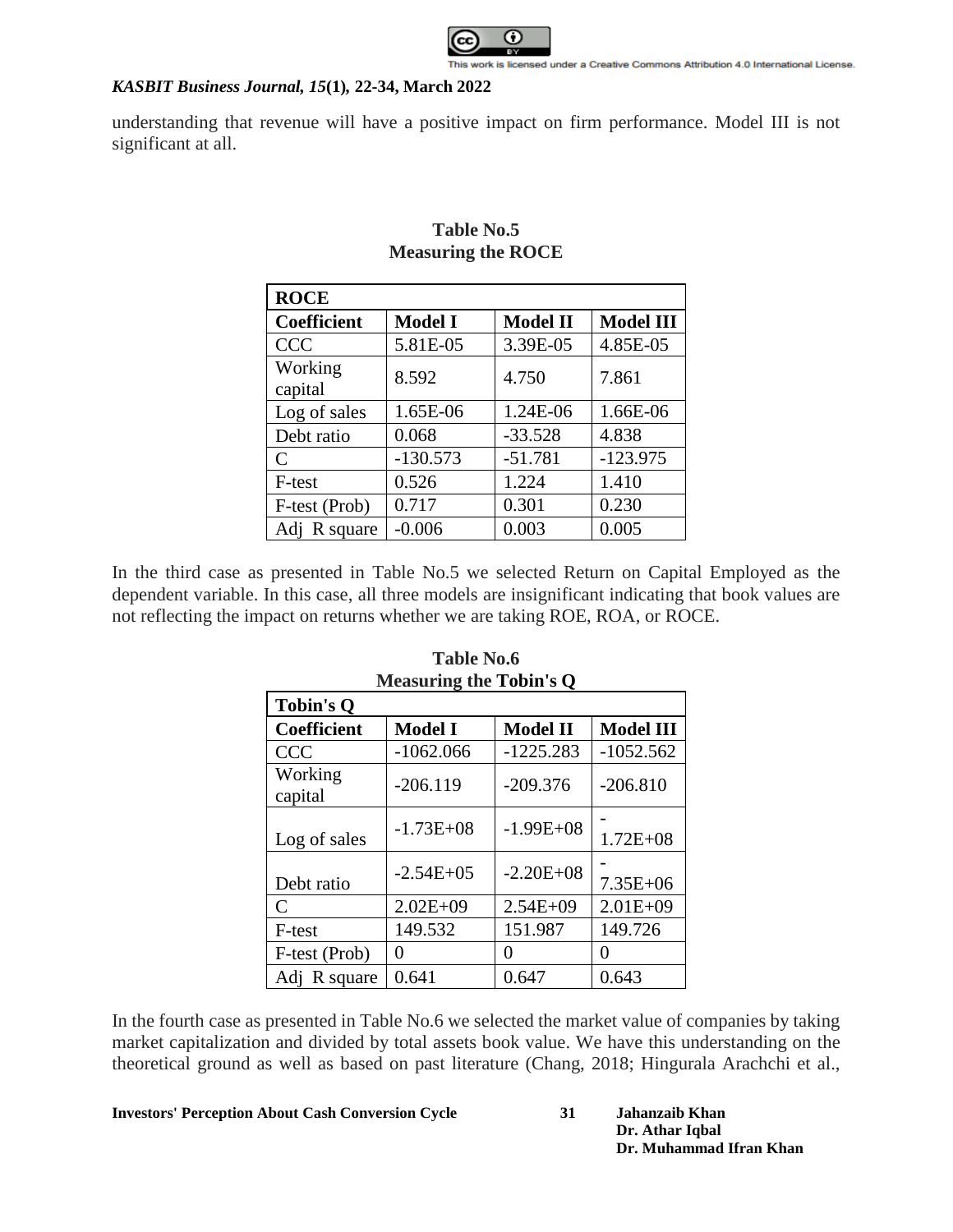understanding that revenue will have a positive impact on firm performance. Model III is not significant at all.

**Table No.5**
**Measuring the ROCE**

| ROCE | | | |
|---|---|---|---|
| **Coefficient** | **Model I** | **Model II** | **Model III** |
| CCC | 5.81E-05 | 3.39E-05 | 4.85E-05 |
| Working capital | 8.592 | 4.750 | 7.861 |
| Log of sales | 1.65E-06 | 1.24E-06 | 1.66E-06 |
| Debt ratio | 0.068 | -33.528 | 4.838 |
| C | -130.573 | -51.781 | -123.975 |
| F-test | 0.526 | 1.224 | 1.410 |
| F-test (Prob) | 0.717 | 0.301 | 0.230 |
| Adj R square | -0.006 | 0.003 | 0.005 |

In the third case as presented in Table No.5 we selected Return on Capital Employed as the dependent variable. In this case, all three models are insignificant indicating that book values are not reflecting the impact on returns whether we are taking ROE, ROA, or ROCE.

**Table No.6**
**Measuring the Tobin's Q**

| Tobin's Q | | | |
|---|---|---|---|
| **Coefficient** | **Model I** | **Model II** | **Model III** |
| CCC | -1062.066 | -1225.283 | -1052.562 |
| Working capital | -206.119 | -209.376 | -206.810 |
| Log of sales | -1.73E+08 | -1.99E+08 | -1.72E+08 |
| Debt ratio | -2.54E+05 | -2.20E+08 | -7.35E+06 |
| C | 2.02E+09 | 2.54E+09 | 2.01E+09 |
| F-test | 149.532 | 151.987 | 149.726 |
| F-test (Prob) | 0 | 0 | 0 |
| Adj R square | 0.641 | 0.647 | 0.643 |

In the fourth case as presented in Table No.6 we selected the market value of companies by taking market capitalization and divided by total assets book value. We have this understanding on the theoretical ground as well as based on past literature (Chang, 2018; Hingurala Arachchi et al.,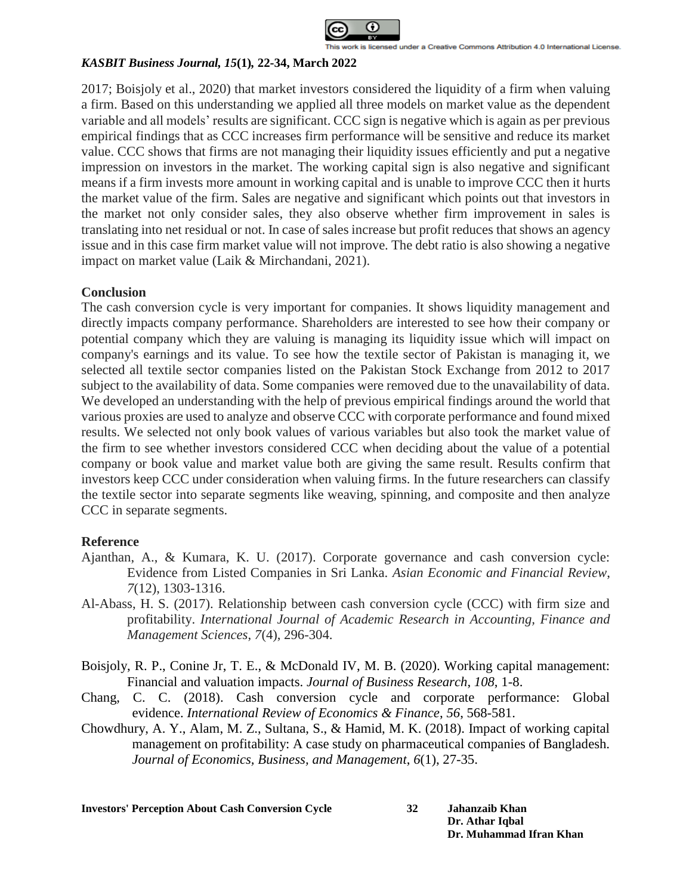2017; Boisjoly et al., 2020) that market investors considered the liquidity of a firm when valuing a firm. Based on this understanding we applied all three models on market value as the dependent variable and all models' results are significant. CCC sign is negative which is again as per previous empirical findings that as CCC increases firm performance will be sensitive and reduce its market value. CCC shows that firms are not managing their liquidity issues efficiently and put a negative impression on investors in the market. The working capital sign is also negative and significant means if a firm invests more amount in working capital and is unable to improve CCC then it hurts the market value of the firm. Sales are negative and significant which points out that investors in the market not only consider sales, they also observe whether firm improvement in sales is translating into net residual or not. In case of sales increase but profit reduces that shows an agency issue and in this case firm market value will not improve. The debt ratio is also showing a negative impact on market value (Laik & Mirchandani, 2021).

## Conclusion

The cash conversion cycle is very important for companies. It shows liquidity management and directly impacts company performance. Shareholders are interested to see how their company or potential company which they are valuing is managing its liquidity issue which will impact on company's earnings and its value. To see how the textile sector of Pakistan is managing it, we selected all textile sector companies listed on the Pakistan Stock Exchange from 2012 to 2017 subject to the availability of data. Some companies were removed due to the unavailability of data. We developed an understanding with the help of previous empirical findings around the world that various proxies are used to analyze and observe CCC with corporate performance and found mixed results. We selected not only book values of various variables but also took the market value of the firm to see whether investors considered CCC when deciding about the value of a potential company or book value and market value both are giving the same result. Results confirm that investors keep CCC under consideration when valuing firms. In the future researchers can classify the textile sector into separate segments like weaving, spinning, and composite and then analyze CCC in separate segments.

## Reference

Ajanthan, A., & Kumara, K. U. (2017). Corporate governance and cash conversion cycle: Evidence from Listed Companies in Sri Lanka. *Asian Economic and Financial Review*, *7*(12), 1303-1316.

Al-Abass, H. S. (2017). Relationship between cash conversion cycle (CCC) with firm size and profitability. *International Journal of Academic Research in Accounting, Finance and Management Sciences*, *7*(4), 296-304.

Boisjoly, R. P., Conine Jr, T. E., & McDonald IV, M. B. (2020). Working capital management: Financial and valuation impacts. *Journal of Business Research*, *108*, 1-8.

Chang, C. C. (2018). Cash conversion cycle and corporate performance: Global evidence. *International Review of Economics & Finance*, *56*, 568-581.

Chowdhury, A. Y., Alam, M. Z., Sultana, S., & Hamid, M. K. (2018). Impact of working capital management on profitability: A case study on pharmaceutical companies of Bangladesh. *Journal of Economics, Business, and Management*, *6*(1), 27-35.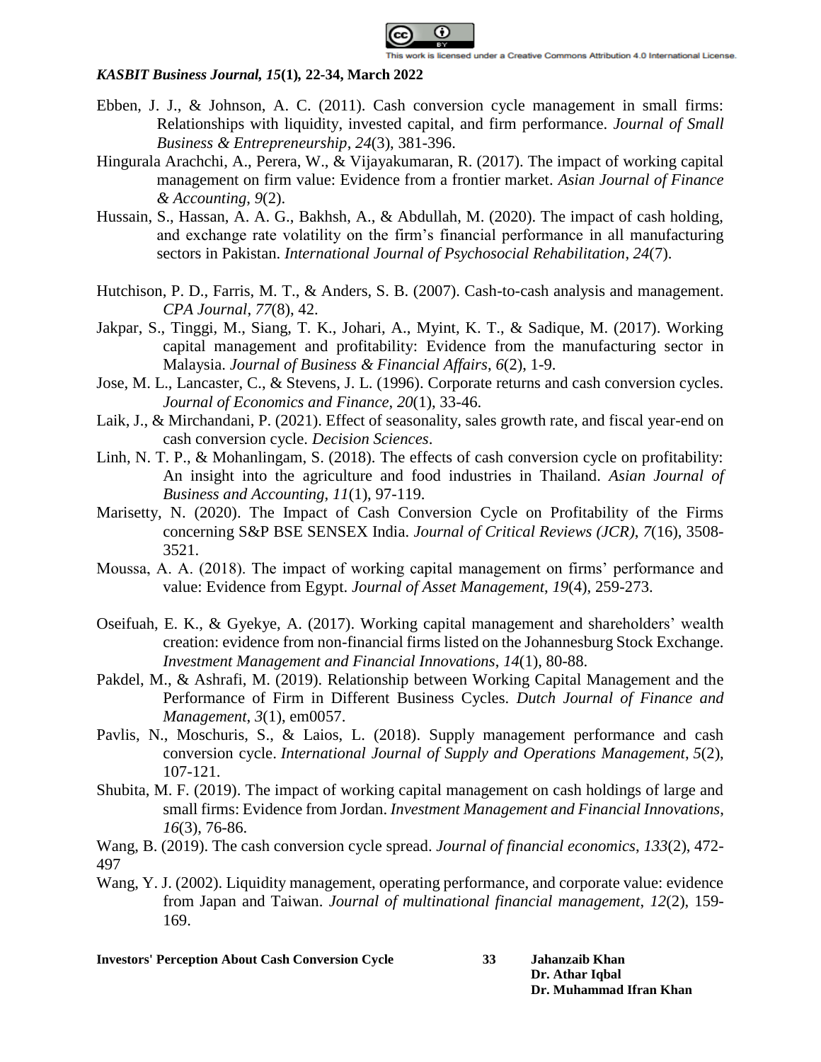Ebben, J. J., & Johnson, A. C. (2011). Cash conversion cycle management in small firms: Relationships with liquidity, invested capital, and firm performance. *Journal of Small Business & Entrepreneurship*, *24*(3), 381-396.

Hingurala Arachchi, A., Perera, W., & Vijayakumaran, R. (2017). The impact of working capital management on firm value: Evidence from a frontier market. *Asian Journal of Finance & Accounting*, *9*(2).

Hussain, S., Hassan, A. A. G., Bakhsh, A., & Abdullah, M. (2020). The impact of cash holding, and exchange rate volatility on the firm's financial performance in all manufacturing sectors in Pakistan. *International Journal of Psychosocial Rehabilitation*, *24*(7).

Hutchison, P. D., Farris, M. T., & Anders, S. B. (2007). Cash-to-cash analysis and management. *CPA Journal*, *77*(8), 42.

Jakpar, S., Tinggi, M., Siang, T. K., Johari, A., Myint, K. T., & Sadique, M. (2017). Working capital management and profitability: Evidence from the manufacturing sector in Malaysia. *Journal of Business & Financial Affairs*, *6*(2), 1-9.

Jose, M. L., Lancaster, C., & Stevens, J. L. (1996). Corporate returns and cash conversion cycles. *Journal of Economics and Finance*, *20*(1), 33-46.

Laik, J., & Mirchandani, P. (2021). Effect of seasonality, sales growth rate, and fiscal year-end on cash conversion cycle. *Decision Sciences*.

Linh, N. T. P., & Mohanlingam, S. (2018). The effects of cash conversion cycle on profitability: An insight into the agriculture and food industries in Thailand. *Asian Journal of Business and Accounting*, *11*(1), 97-119.

Marisetty, N. (2020). The Impact of Cash Conversion Cycle on Profitability of the Firms concerning S&P BSE SENSEX India. *Journal of Critical Reviews (JCR)*, *7*(16), 3508-3521.

Moussa, A. A. (2018). The impact of working capital management on firms' performance and value: Evidence from Egypt. *Journal of Asset Management*, *19*(4), 259-273.

Oseifuah, E. K., & Gyekye, A. (2017). Working capital management and shareholders' wealth creation: evidence from non-financial firms listed on the Johannesburg Stock Exchange. *Investment Management and Financial Innovations*, *14*(1), 80-88.

Pakdel, M., & Ashrafi, M. (2019). Relationship between Working Capital Management and the Performance of Firm in Different Business Cycles. *Dutch Journal of Finance and Management*, *3*(1), em0057.

Pavlis, N., Moschuris, S., & Laios, L. (2018). Supply management performance and cash conversion cycle. *International Journal of Supply and Operations Management*, *5*(2), 107-121.

Shubita, M. F. (2019). The impact of working capital management on cash holdings of large and small firms: Evidence from Jordan. *Investment Management and Financial Innovations*, *16*(3), 76-86.

Wang, B. (2019). The cash conversion cycle spread. *Journal of financial economics*, *133*(2), 472-497

Wang, Y. J. (2002). Liquidity management, operating performance, and corporate value: evidence from Japan and Taiwan. *Journal of multinational financial management*, *12*(2), 159-169.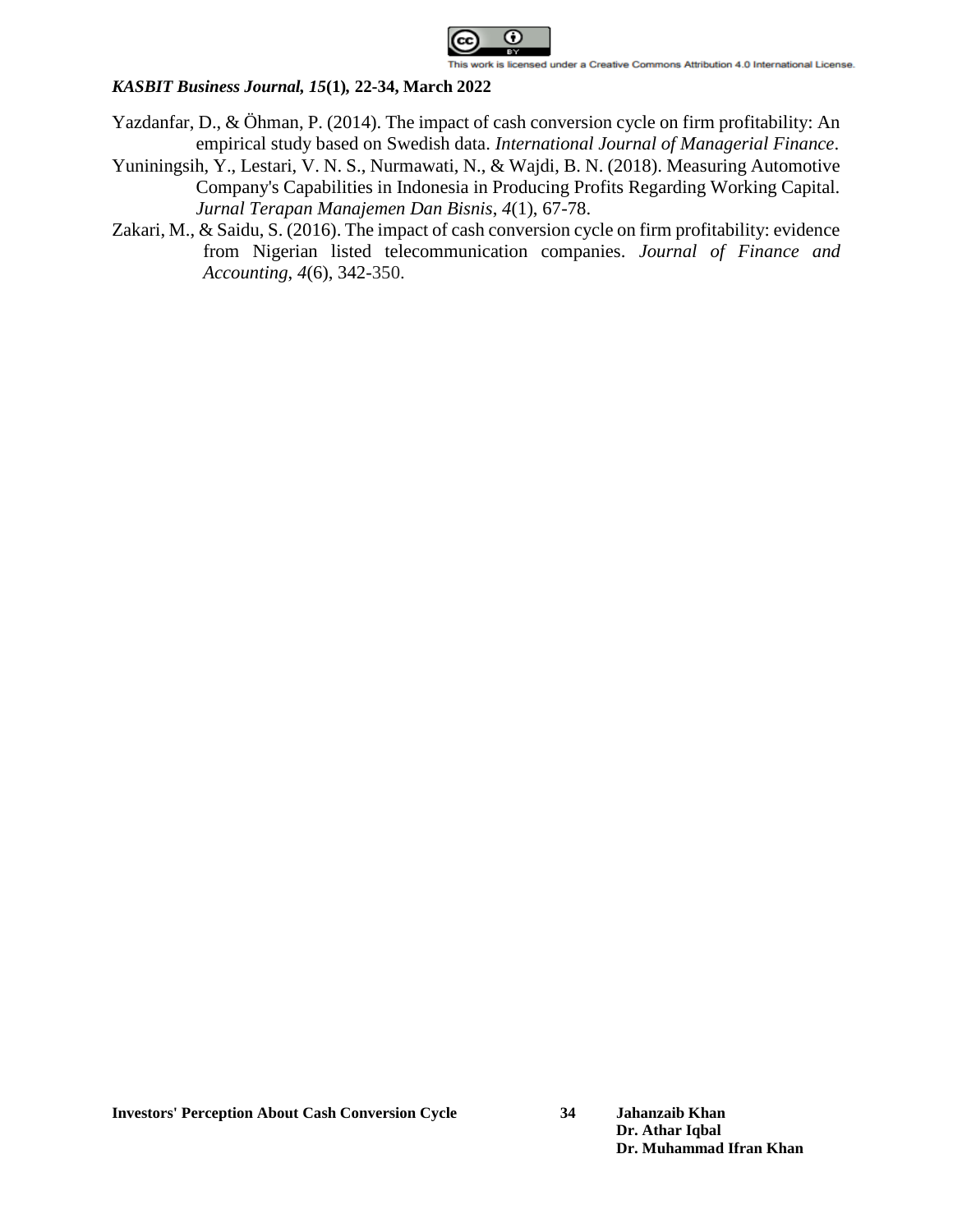Yazdanfar, D., & Öhman, P. (2014). The impact of cash conversion cycle on firm profitability: An empirical study based on Swedish data. *International Journal of Managerial Finance*.

Yuniningsih, Y., Lestari, V. N. S., Nurmawati, N., & Wajdi, B. N. (2018). Measuring Automotive Company's Capabilities in Indonesia in Producing Profits Regarding Working Capital. *Jurnal Terapan Manajemen Dan Bisnis*, *4*(1), 67-78.

Zakari, M., & Saidu, S. (2016). The impact of cash conversion cycle on firm profitability: evidence from Nigerian listed telecommunication companies. *Journal of Finance and Accounting*, *4*(6), 342-350.